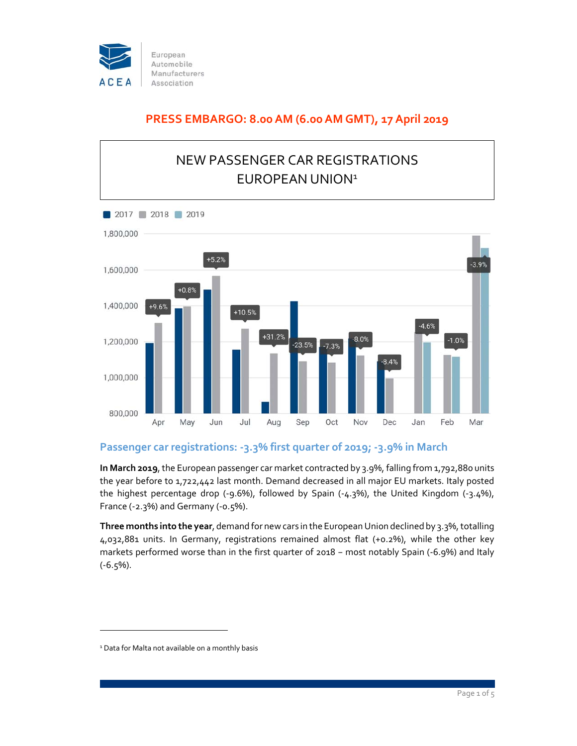European Automobile Manufacturers Association

**PRESS EMBARGO: 8.00 AM (6.00 AM GMT), 17 April 2019**

# NEW PASSENGER CAR REGISTRATIONS EUROPEAN UNION[1]

## Passenger car registrations: -3.3% first quarter of 2019; -3.9% in March

**In March 2019**, the European passenger car market contracted by 3.9%, falling from 1,792,880 units the year before to 1,722,442 last month. Demand decreased in all major EU markets. Italy posted the highest percentage drop (-9.6%), followed by Spain (-4.3%), the United Kingdom (-3.4%), France (-2.3%) and Germany (-0.5%).

**Three months into the year**, demand for new cars in the European Union declined by 3.3%, totalling 4,032,881 units. In Germany, registrations remained almost flat (+0.2%), while the other key markets performed worse than in the first quarter of 2018 – most notably Spain (-6.9%) and Italy (-6.5%).

[1] Data for Malta not available on a monthly basis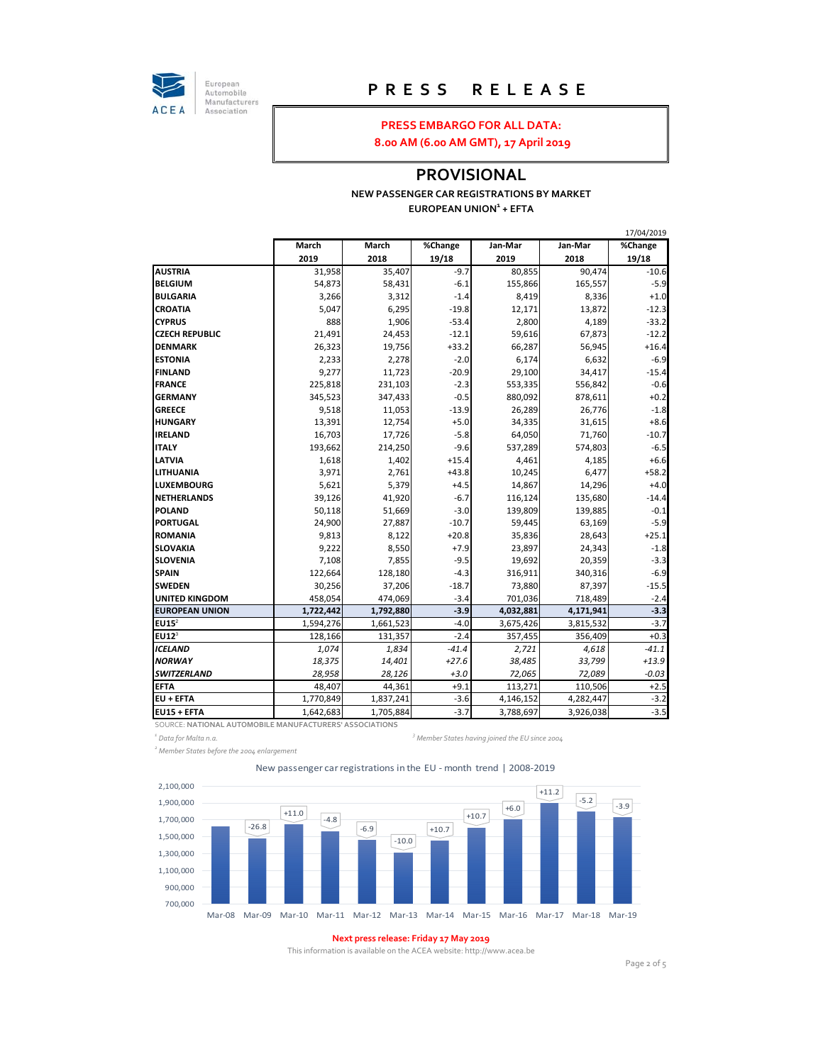European Automobile Manufacturers Association

ACEA

# PRESS RELEASE

**PRESS EMBARGO FOR ALL DATA:**
**8.00 AM (6.00 AM GMT), 17 April 2019**

## PROVISIONAL

**NEW PASSENGER CAR REGISTRATIONS BY MARKET**
**EUROPEAN UNION[1] + EFTA**

17/04/2019

| | March 2019 | March 2018 | %Change 19/18 | Jan-Mar 2019 | Jan-Mar 2018 | %Change 19/18 |
|---|---|---|---|---|---|---|
| **AUSTRIA** | 31,958 | 35,407 | -9.7 | 80,855 | 90,474 | -10.6 |
| **BELGIUM** | 54,873 | 58,431 | -6.1 | 155,866 | 165,557 | -5.9 |
| **BULGARIA** | 3,266 | 3,312 | -1.4 | 8,419 | 8,336 | +1.0 |
| **CROATIA** | 5,047 | 6,295 | -19.8 | 12,171 | 13,872 | -12.3 |
| **CYPRUS** | 888 | 1,906 | -53.4 | 2,800 | 4,189 | -33.2 |
| **CZECH REPUBLIC** | 21,491 | 24,453 | -12.1 | 59,616 | 67,873 | -12.2 |
| **DENMARK** | 26,323 | 19,756 | +33.2 | 66,287 | 56,945 | +16.4 |
| **ESTONIA** | 2,233 | 2,278 | -2.0 | 6,174 | 6,632 | -6.9 |
| **FINLAND** | 9,277 | 11,723 | -20.9 | 29,100 | 34,417 | -15.4 |
| **FRANCE** | 225,818 | 231,103 | -2.3 | 553,335 | 556,842 | -0.6 |
| **GERMANY** | 345,523 | 347,433 | -0.5 | 880,092 | 878,611 | +0.2 |
| **GREECE** | 9,518 | 11,053 | -13.9 | 26,289 | 26,776 | -1.8 |
| **HUNGARY** | 13,391 | 12,754 | +5.0 | 34,335 | 31,615 | +8.6 |
| **IRELAND** | 16,703 | 17,726 | -5.8 | 64,050 | 71,760 | -10.7 |
| **ITALY** | 193,662 | 214,250 | -9.6 | 537,289 | 574,803 | -6.5 |
| **LATVIA** | 1,618 | 1,402 | +15.4 | 4,461 | 4,185 | +6.6 |
| **LITHUANIA** | 3,971 | 2,761 | +43.8 | 10,245 | 6,477 | +58.2 |
| **LUXEMBOURG** | 5,621 | 5,379 | +4.5 | 14,867 | 14,296 | +4.0 |
| **NETHERLANDS** | 39,126 | 41,920 | -6.7 | 116,124 | 135,680 | -14.4 |
| **POLAND** | 50,118 | 51,669 | -3.0 | 139,809 | 139,885 | -0.1 |
| **PORTUGAL** | 24,900 | 27,887 | -10.7 | 59,445 | 63,169 | -5.9 |
| **ROMANIA** | 9,813 | 8,122 | +20.8 | 35,836 | 28,643 | +25.1 |
| **SLOVAKIA** | 9,222 | 8,550 | +7.9 | 23,897 | 24,343 | -1.8 |
| **SLOVENIA** | 7,108 | 7,855 | -9.5 | 19,692 | 20,359 | -3.3 |
| **SPAIN** | 122,664 | 128,180 | -4.3 | 316,911 | 340,316 | -6.9 |
| **SWEDEN** | 30,256 | 37,206 | -18.7 | 73,880 | 87,397 | -15.5 |
| **UNITED KINGDOM** | 458,054 | 474,069 | -3.4 | 701,036 | 718,489 | -2.4 |
| **EUROPEAN UNION** | **1,722,442** | **1,792,880** | **-3.9** | **4,032,881** | **4,171,941** | **-3.3** |
| **EU15[2]** | 1,594,276 | 1,661,523 | -4.0 | 3,675,426 | 3,815,532 | -3.7 |
| **EU12[3]** | 128,166 | 131,357 | -2.4 | 357,455 | 356,409 | +0.3 |
| ***ICELAND*** | *1,074* | *1,834* | *-41.4* | *2,721* | *4,618* | *-41.1* |
| ***NORWAY*** | *18,375* | *14,401* | *+27.6* | *38,485* | *33,799* | *+13.9* |
| ***SWITZERLAND*** | *28,958* | *28,126* | *+3.0* | *72,065* | *72,089* | *-0.03* |
| **EFTA** | 48,407 | 44,361 | +9.1 | 113,271 | 110,506 | +2.5 |
| **EU + EFTA** | 1,770,849 | 1,837,241 | -3.6 | 4,146,152 | 4,282,447 | -3.2 |
| **EU15 + EFTA** | 1,642,683 | 1,705,884 | -3.7 | 3,788,697 | 3,926,038 | -3.5 |

SOURCE: **NATIONAL AUTOMOBILE MANUFACTURERS' ASSOCIATIONS**

*[1] Data for Malta n.a.*

*[2] Member States before the 2004 enlargement*

*[3] Member States having joined the EU since 2004*

New passenger car registrations in the EU - month trend | 2008-2019

| Month | % change |
|---|---|
| Mar-08 | |
| Mar-09 | -26.8 |
| Mar-10 | +11.0 |
| Mar-11 | -4.8 |
| Mar-12 | -6.9 |
| Mar-13 | -10.0 |
| Mar-14 | +10.7 |
| Mar-15 | +10.7 |
| Mar-16 | +6.0 |
| Mar-17 | +11.2 |
| Mar-18 | -5.2 |
| Mar-19 | -3.9 |

**Next press release: Friday 17 May 2019**

This information is available on the ACEA website: http://www.acea.be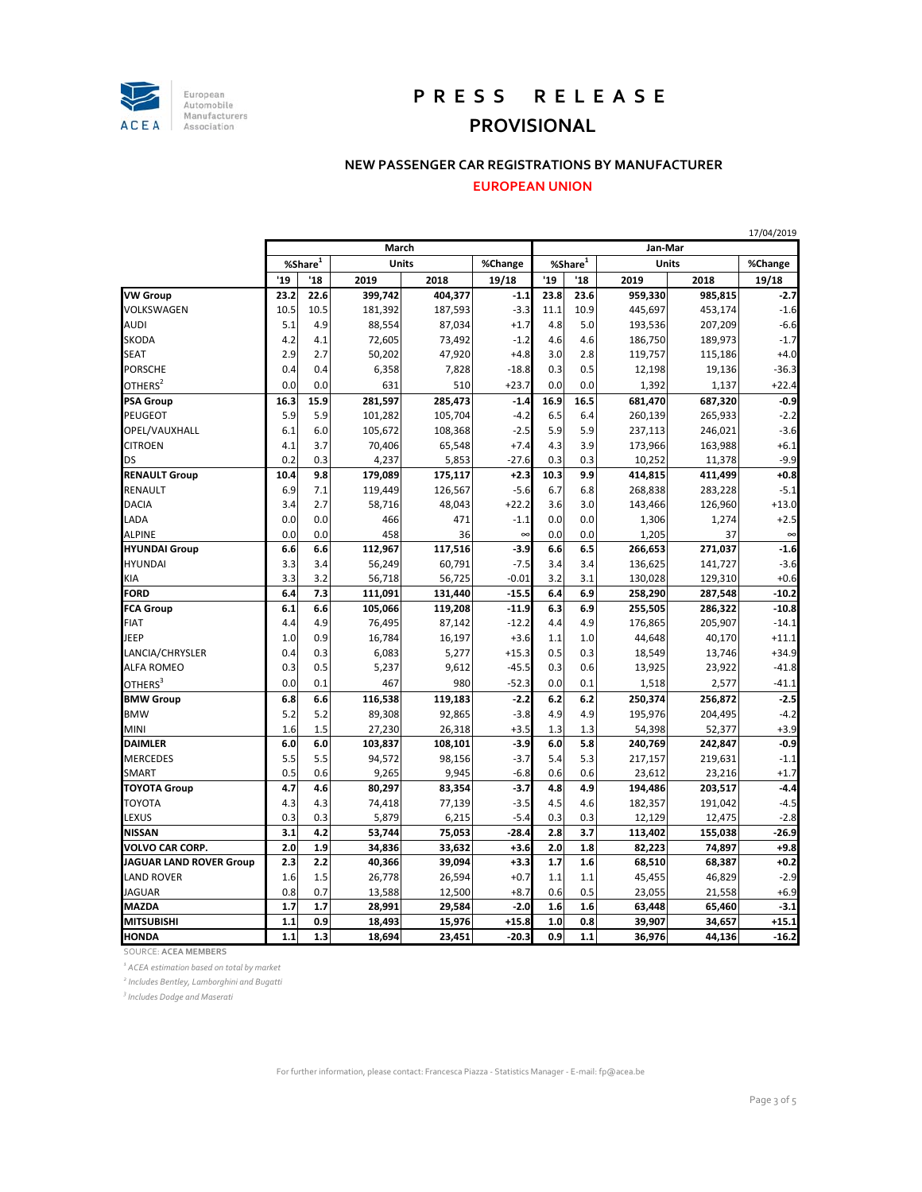# PRESS RELEASE

## PROVISIONAL

### NEW PASSENGER CAR REGISTRATIONS BY MANUFACTURER

### EUROPEAN UNION

17/04/2019

| | March | | | | | Jan-Mar | | | | |
|---|---|---|---|---|---|---|---|---|---|---|
| | %Share[1] | | Units | | %Change | %Share[1] | | Units | | %Change |
| | '19 | '18 | 2019 | 2018 | 19/18 | '19 | '18 | 2019 | 2018 | 19/18 |
| **VW Group** | **23.2** | **22.6** | **399,742** | **404,377** | **-1.1** | **23.8** | **23.6** | **959,330** | **985,815** | **-2.7** |
| VOLKSWAGEN | 10.5 | 10.5 | 181,392 | 187,593 | -3.3 | 11.1 | 10.9 | 445,697 | 453,174 | -1.6 |
| AUDI | 5.1 | 4.9 | 88,554 | 87,034 | +1.7 | 4.8 | 5.0 | 193,536 | 207,209 | -6.6 |
| SKODA | 4.2 | 4.1 | 72,605 | 73,492 | -1.2 | 4.6 | 4.6 | 186,750 | 189,973 | -1.7 |
| SEAT | 2.9 | 2.7 | 50,202 | 47,920 | +4.8 | 3.0 | 2.8 | 119,757 | 115,186 | +4.0 |
| PORSCHE | 0.4 | 0.4 | 6,358 | 7,828 | -18.8 | 0.3 | 0.5 | 12,198 | 19,136 | -36.3 |
| OTHERS[2] | 0.0 | 0.0 | 631 | 510 | +23.7 | 0.0 | 0.0 | 1,392 | 1,137 | +22.4 |
| **PSA Group** | **16.3** | **15.9** | **281,597** | **285,473** | **-1.4** | **16.9** | **16.5** | **681,470** | **687,320** | **-0.9** |
| PEUGEOT | 5.9 | 5.9 | 101,282 | 105,704 | -4.2 | 6.5 | 6.4 | 260,139 | 265,933 | -2.2 |
| OPEL/VAUXHALL | 6.1 | 6.0 | 105,672 | 108,368 | -2.5 | 5.9 | 5.9 | 237,113 | 246,021 | -3.6 |
| CITROEN | 4.1 | 3.7 | 70,406 | 65,548 | +7.4 | 4.3 | 3.9 | 173,966 | 163,988 | +6.1 |
| DS | 0.2 | 0.3 | 4,237 | 5,853 | -27.6 | 0.3 | 0.3 | 10,252 | 11,378 | -9.9 |
| **RENAULT Group** | **10.4** | **9.8** | **179,089** | **175,117** | **+2.3** | **10.3** | **9.9** | **414,815** | **411,499** | **+0.8** |
| RENAULT | 6.9 | 7.1 | 119,449 | 126,567 | -5.6 | 6.7 | 6.8 | 268,838 | 283,228 | -5.1 |
| DACIA | 3.4 | 2.7 | 58,716 | 48,043 | +22.2 | 3.6 | 3.0 | 143,466 | 126,960 | +13.0 |
| LADA | 0.0 | 0.0 | 466 | 471 | -1.1 | 0.0 | 0.0 | 1,306 | 1,274 | +2.5 |
| ALPINE | 0.0 | 0.0 | 458 | 36 | ∞ | 0.0 | 0.0 | 1,205 | 37 | ∞ |
| **HYUNDAI Group** | **6.6** | **6.6** | **112,967** | **117,516** | **-3.9** | **6.6** | **6.5** | **266,653** | **271,037** | **-1.6** |
| HYUNDAI | 3.3 | 3.4 | 56,249 | 60,791 | -7.5 | 3.4 | 3.4 | 136,625 | 141,727 | -3.6 |
| KIA | 3.3 | 3.2 | 56,718 | 56,725 | -0.01 | 3.2 | 3.1 | 130,028 | 129,310 | +0.6 |
| **FORD** | **6.4** | **7.3** | **111,091** | **131,440** | **-15.5** | **6.4** | **6.9** | **258,290** | **287,548** | **-10.2** |
| **FCA Group** | **6.1** | **6.6** | **105,066** | **119,208** | **-11.9** | **6.3** | **6.9** | **255,505** | **286,322** | **-10.8** |
| FIAT | 4.4 | 4.9 | 76,495 | 87,142 | -12.2 | 4.4 | 4.9 | 176,865 | 205,907 | -14.1 |
| JEEP | 1.0 | 0.9 | 16,784 | 16,197 | +3.6 | 1.1 | 1.0 | 44,648 | 40,170 | +11.1 |
| LANCIA/CHRYSLER | 0.4 | 0.3 | 6,083 | 5,277 | +15.3 | 0.5 | 0.3 | 18,549 | 13,746 | +34.9 |
| ALFA ROMEO | 0.3 | 0.5 | 5,237 | 9,612 | -45.5 | 0.3 | 0.6 | 13,925 | 23,922 | -41.8 |
| OTHERS[3] | 0.0 | 0.1 | 467 | 980 | -52.3 | 0.0 | 0.1 | 1,518 | 2,577 | -41.1 |
| **BMW Group** | **6.8** | **6.6** | **116,538** | **119,183** | **-2.2** | **6.2** | **6.2** | **250,374** | **256,872** | **-2.5** |
| BMW | 5.2 | 5.2 | 89,308 | 92,865 | -3.8 | 4.9 | 4.9 | 195,976 | 204,495 | -4.2 |
| MINI | 1.6 | 1.5 | 27,230 | 26,318 | +3.5 | 1.3 | 1.3 | 54,398 | 52,377 | +3.9 |
| **DAIMLER** | **6.0** | **6.0** | **103,837** | **108,101** | **-3.9** | **6.0** | **5.8** | **240,769** | **242,847** | **-0.9** |
| MERCEDES | 5.5 | 5.5 | 94,572 | 98,156 | -3.7 | 5.4 | 5.3 | 217,157 | 219,631 | -1.1 |
| SMART | 0.5 | 0.6 | 9,265 | 9,945 | -6.8 | 0.6 | 0.6 | 23,612 | 23,216 | +1.7 |
| **TOYOTA Group** | **4.7** | **4.6** | **80,297** | **83,354** | **-3.7** | **4.8** | **4.9** | **194,486** | **203,517** | **-4.4** |
| TOYOTA | 4.3 | 4.3 | 74,418 | 77,139 | -3.5 | 4.5 | 4.6 | 182,357 | 191,042 | -4.5 |
| LEXUS | 0.3 | 0.3 | 5,879 | 6,215 | -5.4 | 0.3 | 0.3 | 12,129 | 12,475 | -2.8 |
| **NISSAN** | **3.1** | **4.2** | **53,744** | **75,053** | **-28.4** | **2.8** | **3.7** | **113,402** | **155,038** | **-26.9** |
| **VOLVO CAR CORP.** | **2.0** | **1.9** | **34,836** | **33,632** | **+3.6** | **2.0** | **1.8** | **82,223** | **74,897** | **+9.8** |
| **JAGUAR LAND ROVER Group** | **2.3** | **2.2** | **40,366** | **39,094** | **+3.3** | **1.7** | **1.6** | **68,510** | **68,387** | **+0.2** |
| LAND ROVER | 1.6 | 1.5 | 26,778 | 26,594 | +0.7 | 1.1 | 1.1 | 45,455 | 46,829 | -2.9 |
| JAGUAR | 0.8 | 0.7 | 13,588 | 12,500 | +8.7 | 0.6 | 0.5 | 23,055 | 21,558 | +6.9 |
| **MAZDA** | **1.7** | **1.7** | **28,991** | **29,584** | **-2.0** | **1.6** | **1.6** | **63,448** | **65,460** | **-3.1** |
| **MITSUBISHI** | **1.1** | **0.9** | **18,493** | **15,976** | **+15.8** | **1.0** | **0.8** | **39,907** | **34,657** | **+15.1** |
| **HONDA** | **1.1** | **1.3** | **18,694** | **23,451** | **-20.3** | **0.9** | **1.1** | **36,976** | **44,136** | **-16.2** |

SOURCE: **ACEA MEMBERS**

[1] *ACEA estimation based on total by market*

[2] *Includes Bentley, Lamborghini and Bugatti*

[3] *Includes Dodge and Maserati*

For further information, please contact: Francesca Piazza - Statistics Manager - E-mail: fp@acea.be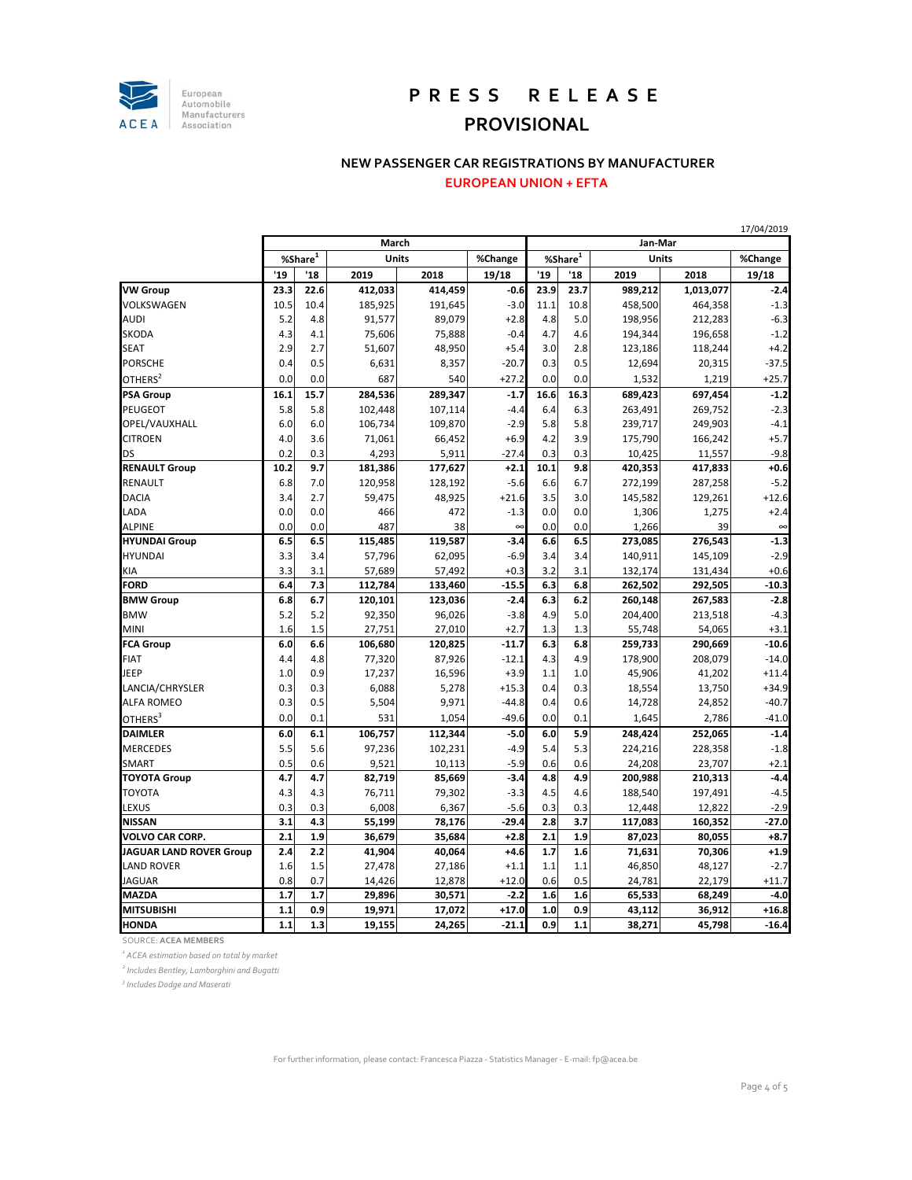# PRESS RELEASE

## PROVISIONAL

### NEW PASSENGER CAR REGISTRATIONS BY MANUFACTURER

### EUROPEAN UNION + EFTA

17/04/2019

| | March | | | | | Jan-Mar | | | | |
|---|---|---|---|---|---|---|---|---|---|---|
| | %Share[1] | | Units | | %Change | %Share[1] | | Units | | %Change |
| | '19 | '18 | 2019 | 2018 | 19/18 | '19 | '18 | 2019 | 2018 | 19/18 |
| **VW Group** | **23.3** | **22.6** | **412,033** | **414,459** | **-0.6** | **23.9** | **23.7** | **989,212** | **1,013,077** | **-2.4** |
| VOLKSWAGEN | 10.5 | 10.4 | 185,925 | 191,645 | -3.0 | 11.1 | 10.8 | 458,500 | 464,358 | -1.3 |
| AUDI | 5.2 | 4.8 | 91,577 | 89,079 | +2.8 | 4.8 | 5.0 | 198,956 | 212,283 | -6.3 |
| SKODA | 4.3 | 4.1 | 75,606 | 75,888 | -0.4 | 4.7 | 4.6 | 194,344 | 196,658 | -1.2 |
| SEAT | 2.9 | 2.7 | 51,607 | 48,950 | +5.4 | 3.0 | 2.8 | 123,186 | 118,244 | +4.2 |
| PORSCHE | 0.4 | 0.5 | 6,631 | 8,357 | -20.7 | 0.3 | 0.5 | 12,694 | 20,315 | -37.5 |
| OTHERS[2] | 0.0 | 0.0 | 687 | 540 | +27.2 | 0.0 | 0.0 | 1,532 | 1,219 | +25.7 |
| **PSA Group** | **16.1** | **15.7** | **284,536** | **289,347** | **-1.7** | **16.6** | **16.3** | **689,423** | **697,454** | **-1.2** |
| PEUGEOT | 5.8 | 5.8 | 102,448 | 107,114 | -4.4 | 6.4 | 6.3 | 263,491 | 269,752 | -2.3 |
| OPEL/VAUXHALL | 6.0 | 6.0 | 106,734 | 109,870 | -2.9 | 5.8 | 5.8 | 239,717 | 249,903 | -4.1 |
| CITROEN | 4.0 | 3.6 | 71,061 | 66,452 | +6.9 | 4.2 | 3.9 | 175,790 | 166,242 | +5.7 |
| DS | 0.2 | 0.3 | 4,293 | 5,911 | -27.4 | 0.3 | 0.3 | 10,425 | 11,557 | -9.8 |
| **RENAULT Group** | **10.2** | **9.7** | **181,386** | **177,627** | **+2.1** | **10.1** | **9.8** | **420,353** | **417,833** | **+0.6** |
| RENAULT | 6.8 | 7.0 | 120,958 | 128,192 | -5.6 | 6.6 | 6.7 | 272,199 | 287,258 | -5.2 |
| DACIA | 3.4 | 2.7 | 59,475 | 48,925 | +21.6 | 3.5 | 3.0 | 145,582 | 129,261 | +12.6 |
| LADA | 0.0 | 0.0 | 466 | 472 | -1.3 | 0.0 | 0.0 | 1,306 | 1,275 | +2.4 |
| ALPINE | 0.0 | 0.0 | 487 | 38 | ∞ | 0.0 | 0.0 | 1,266 | 39 | ∞ |
| **HYUNDAI Group** | **6.5** | **6.5** | **115,485** | **119,587** | **-3.4** | **6.6** | **6.5** | **273,085** | **276,543** | **-1.3** |
| HYUNDAI | 3.3 | 3.4 | 57,796 | 62,095 | -6.9 | 3.4 | 3.4 | 140,911 | 145,109 | -2.9 |
| KIA | 3.3 | 3.1 | 57,689 | 57,492 | +0.3 | 3.2 | 3.1 | 132,174 | 131,434 | +0.6 |
| **FORD** | **6.4** | **7.3** | **112,784** | **133,460** | **-15.5** | **6.3** | **6.8** | **262,502** | **292,505** | **-10.3** |
| **BMW Group** | **6.8** | **6.7** | **120,101** | **123,036** | **-2.4** | **6.3** | **6.2** | **260,148** | **267,583** | **-2.8** |
| BMW | 5.2 | 5.2 | 92,350 | 96,026 | -3.8 | 4.9 | 5.0 | 204,400 | 213,518 | -4.3 |
| MINI | 1.6 | 1.5 | 27,751 | 27,010 | +2.7 | 1.3 | 1.3 | 55,748 | 54,065 | +3.1 |
| **FCA Group** | **6.0** | **6.6** | **106,680** | **120,825** | **-11.7** | **6.3** | **6.8** | **259,733** | **290,669** | **-10.6** |
| FIAT | 4.4 | 4.8 | 77,320 | 87,926 | -12.1 | 4.3 | 4.9 | 178,900 | 208,079 | -14.0 |
| JEEP | 1.0 | 0.9 | 17,237 | 16,596 | +3.9 | 1.1 | 1.0 | 45,906 | 41,202 | +11.4 |
| LANCIA/CHRYSLER | 0.3 | 0.3 | 6,088 | 5,278 | +15.3 | 0.4 | 0.3 | 18,554 | 13,750 | +34.9 |
| ALFA ROMEO | 0.3 | 0.5 | 5,504 | 9,971 | -44.8 | 0.4 | 0.6 | 14,728 | 24,852 | -40.7 |
| OTHERS[3] | 0.0 | 0.1 | 531 | 1,054 | -49.6 | 0.0 | 0.1 | 1,645 | 2,786 | -41.0 |
| **DAIMLER** | **6.0** | **6.1** | **106,757** | **112,344** | **-5.0** | **6.0** | **5.9** | **248,424** | **252,065** | **-1.4** |
| MERCEDES | 5.5 | 5.6 | 97,236 | 102,231 | -4.9 | 5.4 | 5.3 | 224,216 | 228,358 | -1.8 |
| SMART | 0.5 | 0.6 | 9,521 | 10,113 | -5.9 | 0.6 | 0.6 | 24,208 | 23,707 | +2.1 |
| **TOYOTA Group** | **4.7** | **4.7** | **82,719** | **85,669** | **-3.4** | **4.8** | **4.9** | **200,988** | **210,313** | **-4.4** |
| TOYOTA | 4.3 | 4.3 | 76,711 | 79,302 | -3.3 | 4.5 | 4.6 | 188,540 | 197,491 | -4.5 |
| LEXUS | 0.3 | 0.3 | 6,008 | 6,367 | -5.6 | 0.3 | 0.3 | 12,448 | 12,822 | -2.9 |
| **NISSAN** | **3.1** | **4.3** | **55,199** | **78,176** | **-29.4** | **2.8** | **3.7** | **117,083** | **160,352** | **-27.0** |
| **VOLVO CAR CORP.** | **2.1** | **1.9** | **36,679** | **35,684** | **+2.8** | **2.1** | **1.9** | **87,023** | **80,055** | **+8.7** |
| **JAGUAR LAND ROVER Group** | **2.4** | **2.2** | **41,904** | **40,064** | **+4.6** | **1.7** | **1.6** | **71,631** | **70,306** | **+1.9** |
| LAND ROVER | 1.6 | 1.5 | 27,478 | 27,186 | +1.1 | 1.1 | 1.1 | 46,850 | 48,127 | -2.7 |
| JAGUAR | 0.8 | 0.7 | 14,426 | 12,878 | +12.0 | 0.6 | 0.5 | 24,781 | 22,179 | +11.7 |
| **MAZDA** | **1.7** | **1.7** | **29,896** | **30,571** | **-2.2** | **1.6** | **1.6** | **65,533** | **68,249** | **-4.0** |
| **MITSUBISHI** | **1.1** | **0.9** | **19,971** | **17,072** | **+17.0** | **1.0** | **0.9** | **43,112** | **36,912** | **+16.8** |
| **HONDA** | **1.1** | **1.3** | **19,155** | **24,265** | **-21.1** | **0.9** | **1.1** | **38,271** | **45,798** | **-16.4** |

SOURCE: **ACEA MEMBERS**

*[1] ACEA estimation based on total by market*

*[2] Includes Bentley, Lamborghini and Bugatti*

*[3] Includes Dodge and Maserati*

For further information, please contact: Francesca Piazza - Statistics Manager - E-mail: fp@acea.be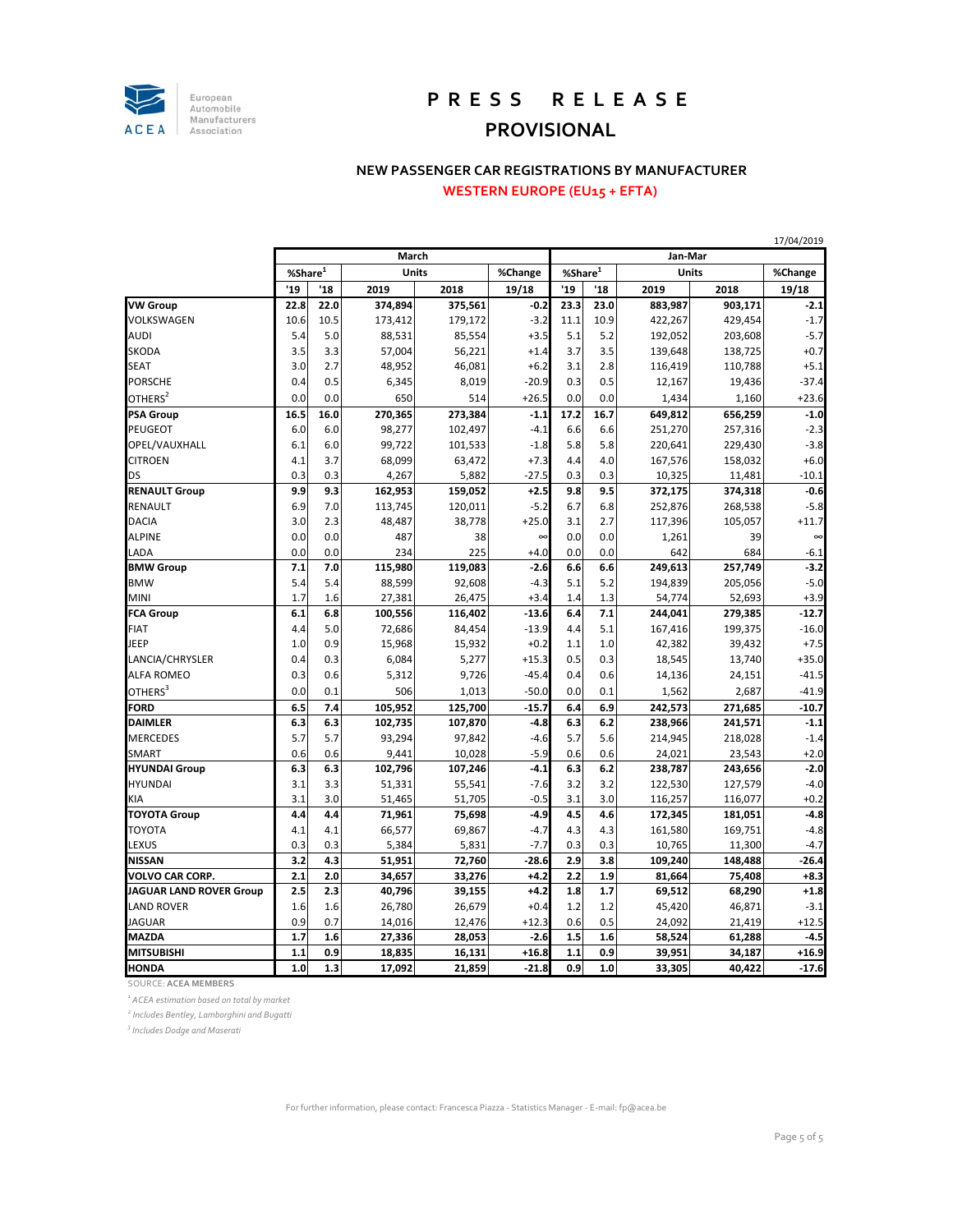# PRESS RELEASE

## PROVISIONAL

### NEW PASSENGER CAR REGISTRATIONS BY MANUFACTURER

### WESTERN EUROPE (EU15 + EFTA)

17/04/2019

| | March | | | | | Jan-Mar | | | | |
|---|---|---|---|---|---|---|---|---|---|---|
| | %Share[1] | | Units | | %Change | %Share[1] | | Units | | %Change |
| | '19 | '18 | 2019 | 2018 | 19/18 | '19 | '18 | 2019 | 2018 | 19/18 |
| **VW Group** | **22.8** | **22.0** | **374,894** | **375,561** | **-0.2** | **23.3** | **23.0** | **883,987** | **903,171** | **-2.1** |
| VOLKSWAGEN | 10.6 | 10.5 | 173,412 | 179,172 | -3.2 | 11.1 | 10.9 | 422,267 | 429,454 | -1.7 |
| AUDI | 5.4 | 5.0 | 88,531 | 85,554 | +3.5 | 5.1 | 5.2 | 192,052 | 203,608 | -5.7 |
| SKODA | 3.5 | 3.3 | 57,004 | 56,221 | +1.4 | 3.7 | 3.5 | 139,648 | 138,725 | +0.7 |
| SEAT | 3.0 | 2.7 | 48,952 | 46,081 | +6.2 | 3.1 | 2.8 | 116,419 | 110,788 | +5.1 |
| PORSCHE | 0.4 | 0.5 | 6,345 | 8,019 | -20.9 | 0.3 | 0.5 | 12,167 | 19,436 | -37.4 |
| OTHERS[2] | 0.0 | 0.0 | 650 | 514 | +26.5 | 0.0 | 0.0 | 1,434 | 1,160 | +23.6 |
| **PSA Group** | **16.5** | **16.0** | **270,365** | **273,384** | **-1.1** | **17.2** | **16.7** | **649,812** | **656,259** | **-1.0** |
| PEUGEOT | 6.0 | 6.0 | 98,277 | 102,497 | -4.1 | 6.6 | 6.6 | 251,270 | 257,316 | -2.3 |
| OPEL/VAUXHALL | 6.1 | 6.0 | 99,722 | 101,533 | -1.8 | 5.8 | 5.8 | 220,641 | 229,430 | -3.8 |
| CITROEN | 4.1 | 3.7 | 68,099 | 63,472 | +7.3 | 4.4 | 4.0 | 167,576 | 158,032 | +6.0 |
| DS | 0.3 | 0.3 | 4,267 | 5,882 | -27.5 | 0.3 | 0.3 | 10,325 | 11,481 | -10.1 |
| **RENAULT Group** | **9.9** | **9.3** | **162,953** | **159,052** | **+2.5** | **9.8** | **9.5** | **372,175** | **374,318** | **-0.6** |
| RENAULT | 6.9 | 7.0 | 113,745 | 120,011 | -5.2 | 6.7 | 6.8 | 252,876 | 268,538 | -5.8 |
| DACIA | 3.0 | 2.3 | 48,487 | 38,778 | +25.0 | 3.1 | 2.7 | 117,396 | 105,057 | +11.7 |
| ALPINE | 0.0 | 0.0 | 487 | 38 | ∞ | 0.0 | 0.0 | 1,261 | 39 | ∞ |
| LADA | 0.0 | 0.0 | 234 | 225 | +4.0 | 0.0 | 0.0 | 642 | 684 | -6.1 |
| **BMW Group** | **7.1** | **7.0** | **115,980** | **119,083** | **-2.6** | **6.6** | **6.6** | **249,613** | **257,749** | **-3.2** |
| BMW | 5.4 | 5.4 | 88,599 | 92,608 | -4.3 | 5.1 | 5.2 | 194,839 | 205,056 | -5.0 |
| MINI | 1.7 | 1.6 | 27,381 | 26,475 | +3.4 | 1.4 | 1.3 | 54,774 | 52,693 | +3.9 |
| **FCA Group** | **6.1** | **6.8** | **100,556** | **116,402** | **-13.6** | **6.4** | **7.1** | **244,041** | **279,385** | **-12.7** |
| FIAT | 4.4 | 5.0 | 72,686 | 84,454 | -13.9 | 4.4 | 5.1 | 167,416 | 199,375 | -16.0 |
| JEEP | 1.0 | 0.9 | 15,968 | 15,932 | +0.2 | 1.1 | 1.0 | 42,382 | 39,432 | +7.5 |
| LANCIA/CHRYSLER | 0.4 | 0.3 | 6,084 | 5,277 | +15.3 | 0.5 | 0.3 | 18,545 | 13,740 | +35.0 |
| ALFA ROMEO | 0.3 | 0.6 | 5,312 | 9,726 | -45.4 | 0.4 | 0.6 | 14,136 | 24,151 | -41.5 |
| OTHERS[3] | 0.0 | 0.1 | 506 | 1,013 | -50.0 | 0.0 | 0.1 | 1,562 | 2,687 | -41.9 |
| **FORD** | **6.5** | **7.4** | **105,952** | **125,700** | **-15.7** | **6.4** | **6.9** | **242,573** | **271,685** | **-10.7** |
| **DAIMLER** | **6.3** | **6.3** | **102,735** | **107,870** | **-4.8** | **6.3** | **6.2** | **238,966** | **241,571** | **-1.1** |
| MERCEDES | 5.7 | 5.7 | 93,294 | 97,842 | -4.6 | 5.7 | 5.6 | 214,945 | 218,028 | -1.4 |
| SMART | 0.6 | 0.6 | 9,441 | 10,028 | -5.9 | 0.6 | 0.6 | 24,021 | 23,543 | +2.0 |
| **HYUNDAI Group** | **6.3** | **6.3** | **102,796** | **107,246** | **-4.1** | **6.3** | **6.2** | **238,787** | **243,656** | **-2.0** |
| HYUNDAI | 3.1 | 3.3 | 51,331 | 55,541 | -7.6 | 3.2 | 3.2 | 122,530 | 127,579 | -4.0 |
| KIA | 3.1 | 3.0 | 51,465 | 51,705 | -0.5 | 3.1 | 3.0 | 116,257 | 116,077 | +0.2 |
| **TOYOTA Group** | **4.4** | **4.4** | **71,961** | **75,698** | **-4.9** | **4.5** | **4.6** | **172,345** | **181,051** | **-4.8** |
| TOYOTA | 4.1 | 4.1 | 66,577 | 69,867 | -4.7 | 4.3 | 4.3 | 161,580 | 169,751 | -4.8 |
| LEXUS | 0.3 | 0.3 | 5,384 | 5,831 | -7.7 | 0.3 | 0.3 | 10,765 | 11,300 | -4.7 |
| **NISSAN** | **3.2** | **4.3** | **51,951** | **72,760** | **-28.6** | **2.9** | **3.8** | **109,240** | **148,488** | **-26.4** |
| **VOLVO CAR CORP.** | **2.1** | **2.0** | **34,657** | **33,276** | **+4.2** | **2.2** | **1.9** | **81,664** | **75,408** | **+8.3** |
| **JAGUAR LAND ROVER Group** | **2.5** | **2.3** | **40,796** | **39,155** | **+4.2** | **1.8** | **1.7** | **69,512** | **68,290** | **+1.8** |
| LAND ROVER | 1.6 | 1.6 | 26,780 | 26,679 | +0.4 | 1.2 | 1.2 | 45,420 | 46,871 | -3.1 |
| JAGUAR | 0.9 | 0.7 | 14,016 | 12,476 | +12.3 | 0.6 | 0.5 | 24,092 | 21,419 | +12.5 |
| **MAZDA** | **1.7** | **1.6** | **27,336** | **28,053** | **-2.6** | **1.5** | **1.6** | **58,524** | **61,288** | **-4.5** |
| **MITSUBISHI** | **1.1** | **0.9** | **18,835** | **16,131** | **+16.8** | **1.1** | **0.9** | **39,951** | **34,187** | **+16.9** |
| **HONDA** | **1.0** | **1.3** | **17,092** | **21,859** | **-21.8** | **0.9** | **1.0** | **33,305** | **40,422** | **-17.6** |

SOURCE: **ACEA MEMBERS**

*[1] ACEA estimation based on total by market*

*[2] Includes Bentley, Lamborghini and Bugatti*

*[3] Includes Dodge and Maserati*

For further information, please contact: Francesca Piazza - Statistics Manager - E-mail: fp@acea.be